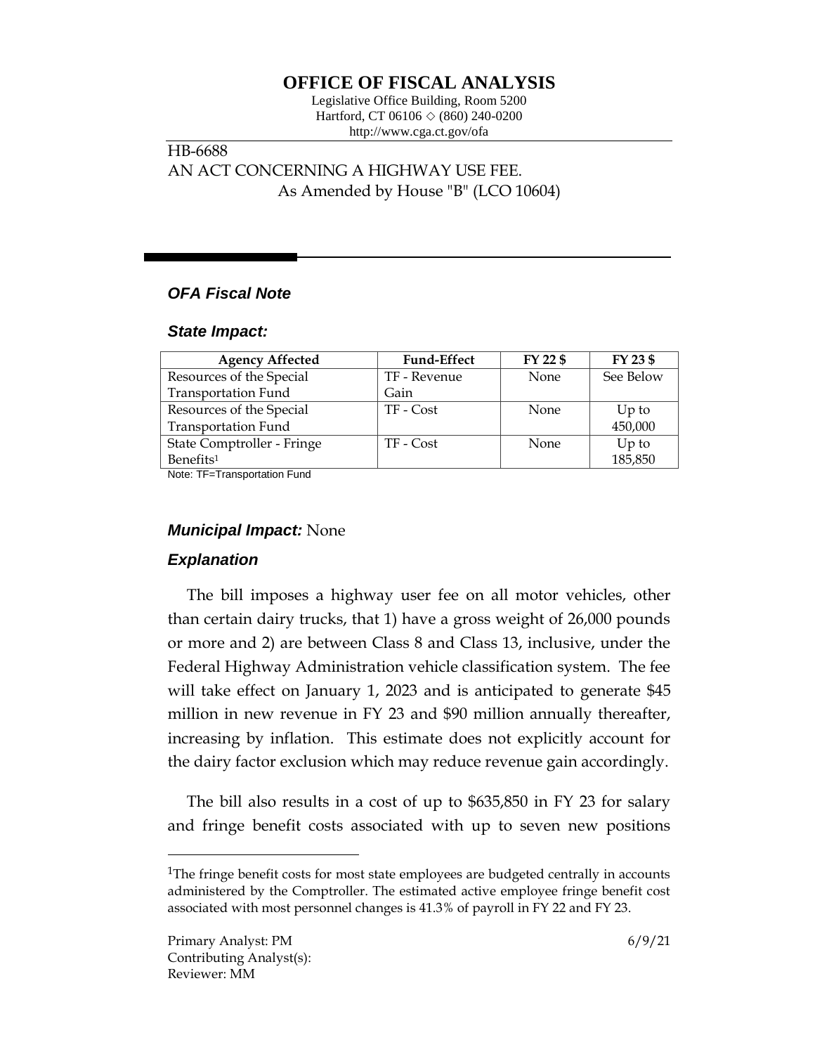# OFFICE OF FISCAL ANALYSIS

Legislative Office Building, Room 5200
Hartford, CT 06106 ◇ (860) 240-0200
http://www.cga.ct.gov/ofa

HB-6688
AN ACT CONCERNING A HIGHWAY USE FEE.
As Amended by House "B" (LCO 10604)

## *OFA Fiscal Note*

### *State Impact:*

| Agency Affected | Fund-Effect | FY 22 $ | FY 23 $ |
|---|---|---|---|
| Resources of the Special Transportation Fund | TF - Revenue Gain | None | See Below |
| Resources of the Special Transportation Fund | TF - Cost | None | Up to 450,000 |
| State Comptroller - Fringe Benefits[1] | TF - Cost | None | Up to 185,850 |

Note: TF=Transportation Fund

### *Municipal Impact:* None

### *Explanation*

The bill imposes a highway user fee on all motor vehicles, other than certain dairy trucks, that 1) have a gross weight of 26,000 pounds or more and 2) are between Class 8 and Class 13, inclusive, under the Federal Highway Administration vehicle classification system. The fee will take effect on January 1, 2023 and is anticipated to generate $45 million in new revenue in FY 23 and $90 million annually thereafter, increasing by inflation. This estimate does not explicitly account for the dairy factor exclusion which may reduce revenue gain accordingly.

The bill also results in a cost of up to $635,850 in FY 23 for salary and fringe benefit costs associated with up to seven new positions

[1]The fringe benefit costs for most state employees are budgeted centrally in accounts administered by the Comptroller. The estimated active employee fringe benefit cost associated with most personnel changes is 41.3% of payroll in FY 22 and FY 23.

Primary Analyst: PM
Contributing Analyst(s):
Reviewer: MM

6/9/21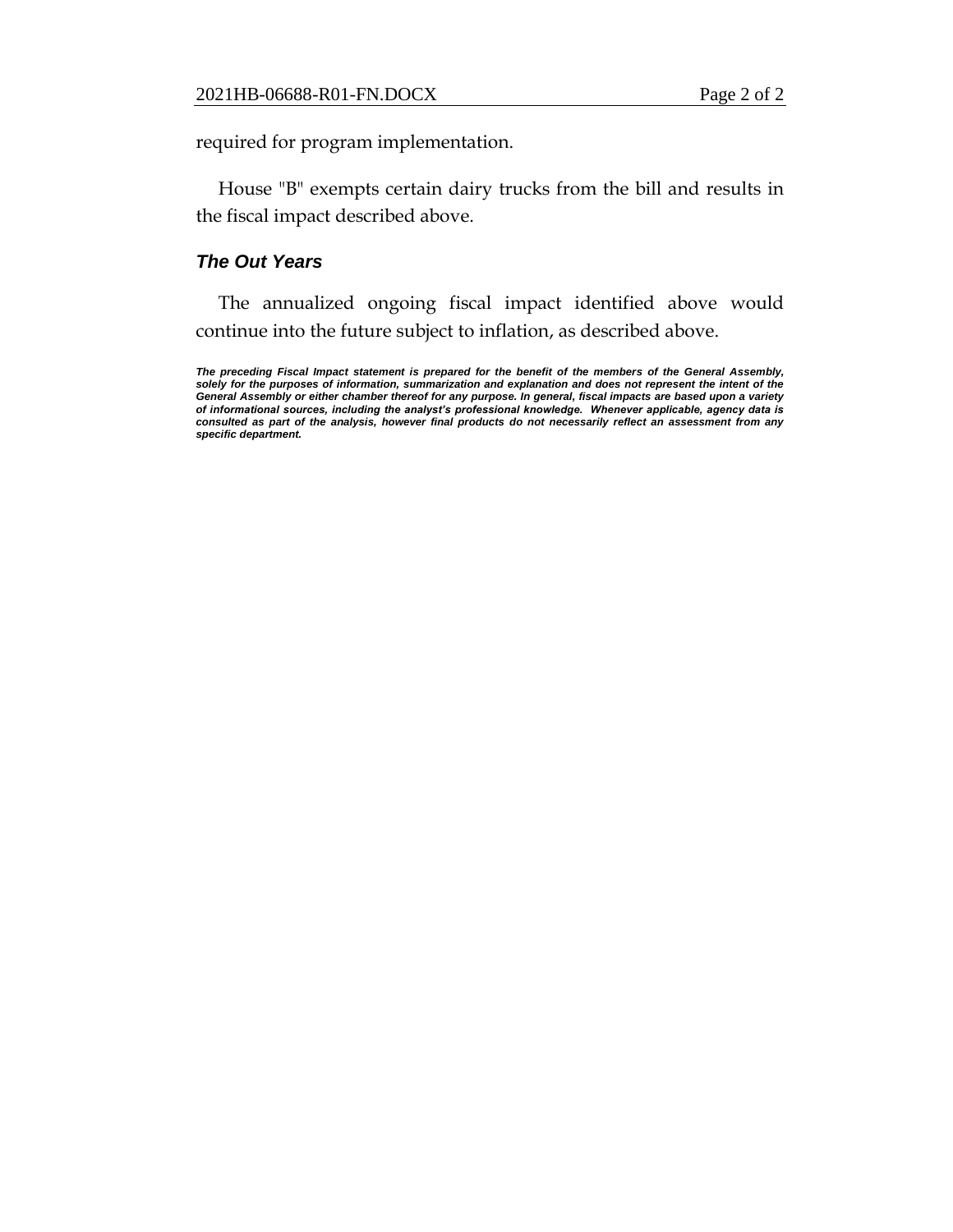required for program implementation.

House "B" exempts certain dairy trucks from the bill and results in the fiscal impact described above.

### *The Out Years*

The annualized ongoing fiscal impact identified above would continue into the future subject to inflation, as described above.

***The preceding Fiscal Impact statement is prepared for the benefit of the members of the General Assembly, solely for the purposes of information, summarization and explanation and does not represent the intent of the General Assembly or either chamber thereof for any purpose. In general, fiscal impacts are based upon a variety of informational sources, including the analyst's professional knowledge. Whenever applicable, agency data is consulted as part of the analysis, however final products do not necessarily reflect an assessment from any specific department.***